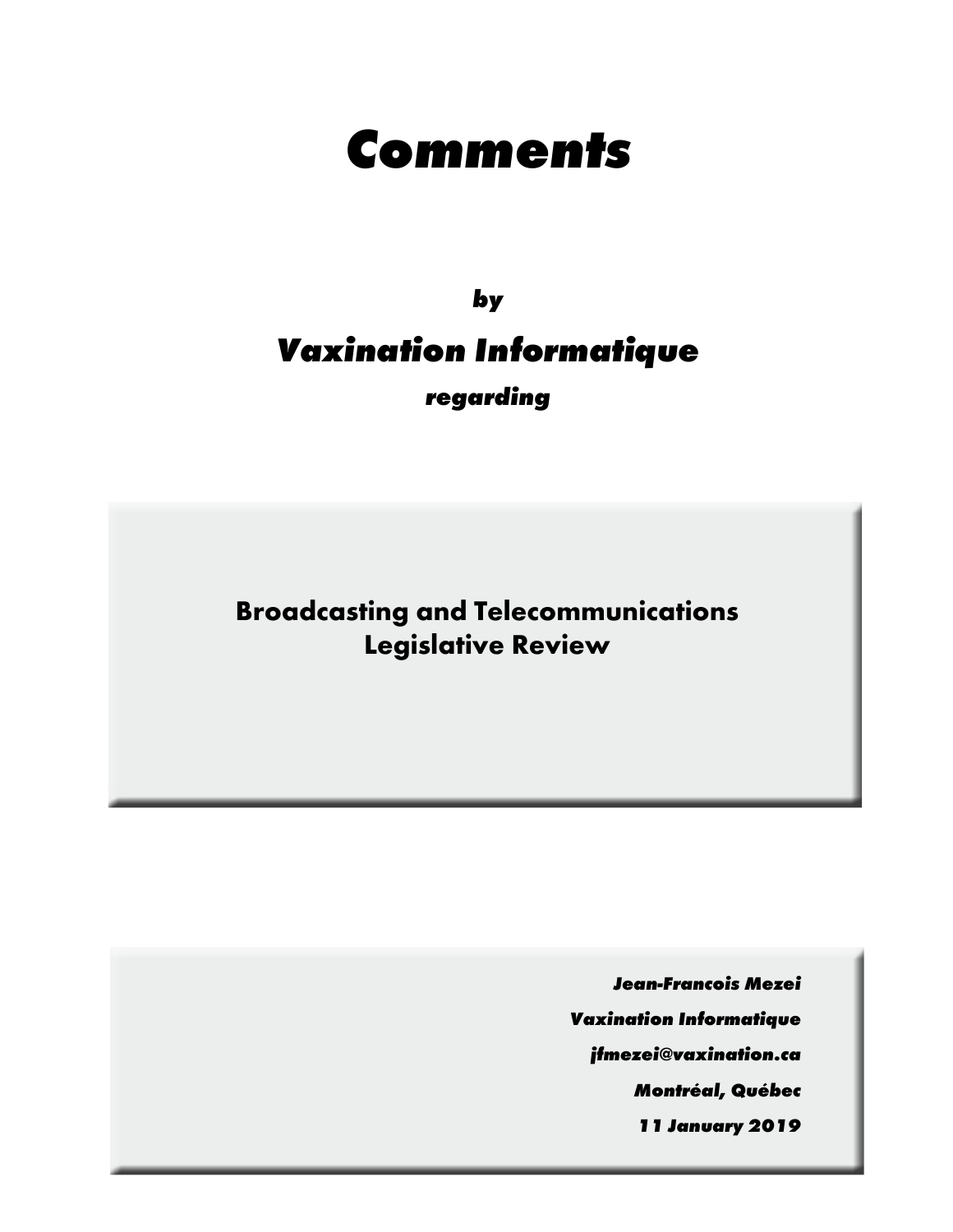# *Comments*

***by***

## ***Vaxination Informatique***

***regarding***

**Broadcasting and Telecommunications Legislative Review**

***Jean-Francois Mezei***

***Vaxination Informatique***

***jfmezei@vaxination.ca***

***Montréal, Québec***

***11 January 2019***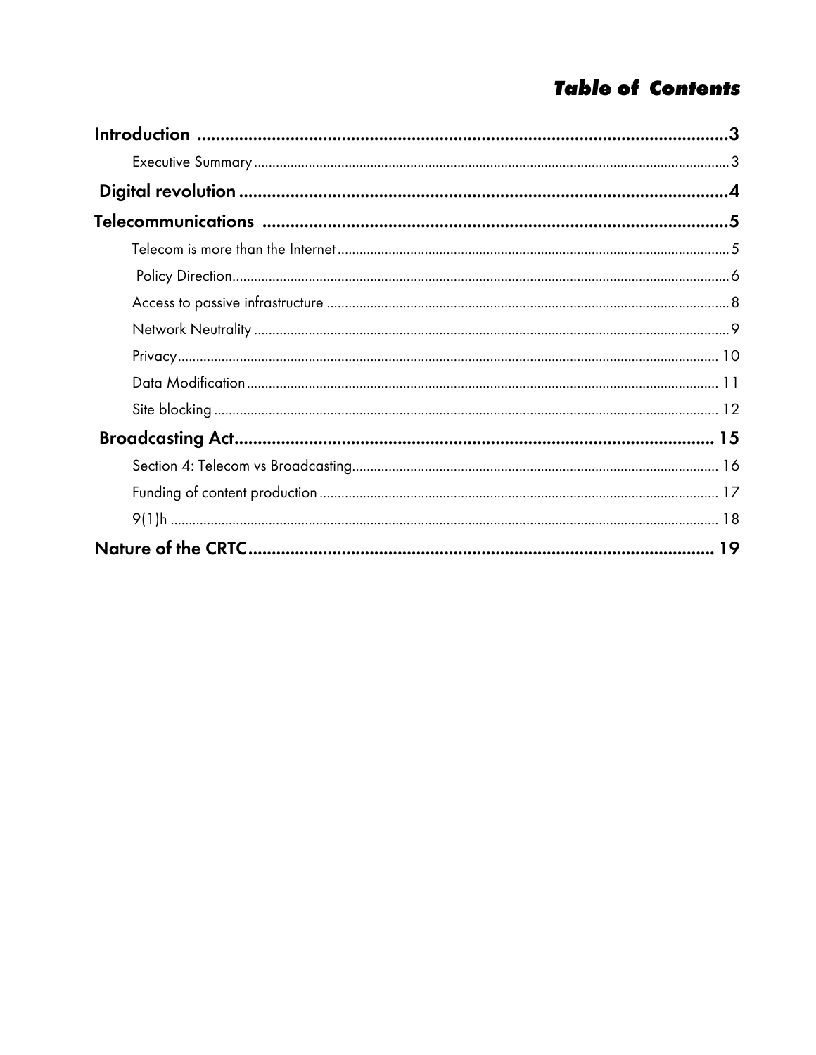## *Table of Contents*

**Introduction** .......... 3

- Executive Summary .......... 3

**Digital revolution** .......... 4

**Telecommunications** .......... 5

- Telecom is more than the Internet .......... 5
- Policy Direction .......... 6
- Access to passive infrastructure .......... 8
- Network Neutrality .......... 9
- Privacy .......... 10
- Data Modification .......... 11
- Site blocking .......... 12

**Broadcasting Act** .......... 15

- Section 4: Telecom vs Broadcasting .......... 16
- Funding of content production .......... 17
- 9(1)h .......... 18

**Nature of the CRTC** .......... 19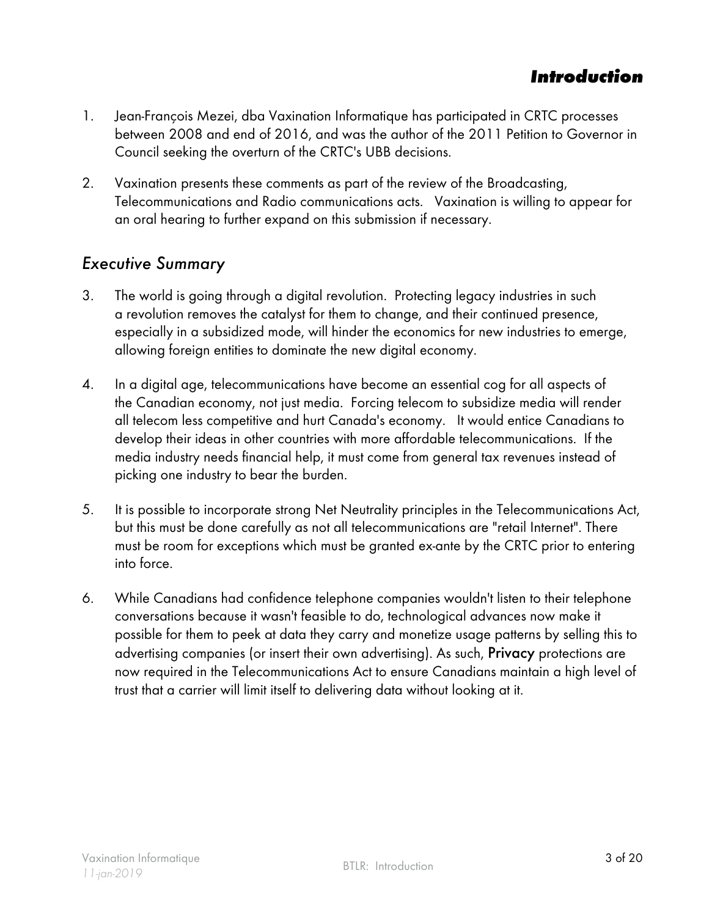# ***Introduction***

1. Jean-François Mezei, dba Vaxination Informatique has participated in CRTC processes between 2008 and end of 2016, and was the author of the 2011 Petition to Governor in Council seeking the overturn of the CRTC's UBB decisions.

2. Vaxination presents these comments as part of the review of the Broadcasting, Telecommunications and Radio communications acts. Vaxination is willing to appear for an oral hearing to further expand on this submission if necessary.

## *Executive Summary*

3. The world is going through a digital revolution. Protecting legacy industries in such a revolution removes the catalyst for them to change, and their continued presence, especially in a subsidized mode, will hinder the economics for new industries to emerge, allowing foreign entities to dominate the new digital economy.

4. In a digital age, telecommunications have become an essential cog for all aspects of the Canadian economy, not just media. Forcing telecom to subsidize media will render all telecom less competitive and hurt Canada's economy. It would entice Canadians to develop their ideas in other countries with more affordable telecommunications. If the media industry needs financial help, it must come from general tax revenues instead of picking one industry to bear the burden.

5. It is possible to incorporate strong Net Neutrality principles in the Telecommunications Act, but this must be done carefully as not all telecommunications are "retail Internet". There must be room for exceptions which must be granted ex-ante by the CRTC prior to entering into force.

6. While Canadians had confidence telephone companies wouldn't listen to their telephone conversations because it wasn't feasible to do, technological advances now make it possible for them to peek at data they carry and monetize usage patterns by selling this to advertising companies (or insert their own advertising). As such, **Privacy** protections are now required in the Telecommunications Act to ensure Canadians maintain a high level of trust that a carrier will limit itself to delivering data without looking at it.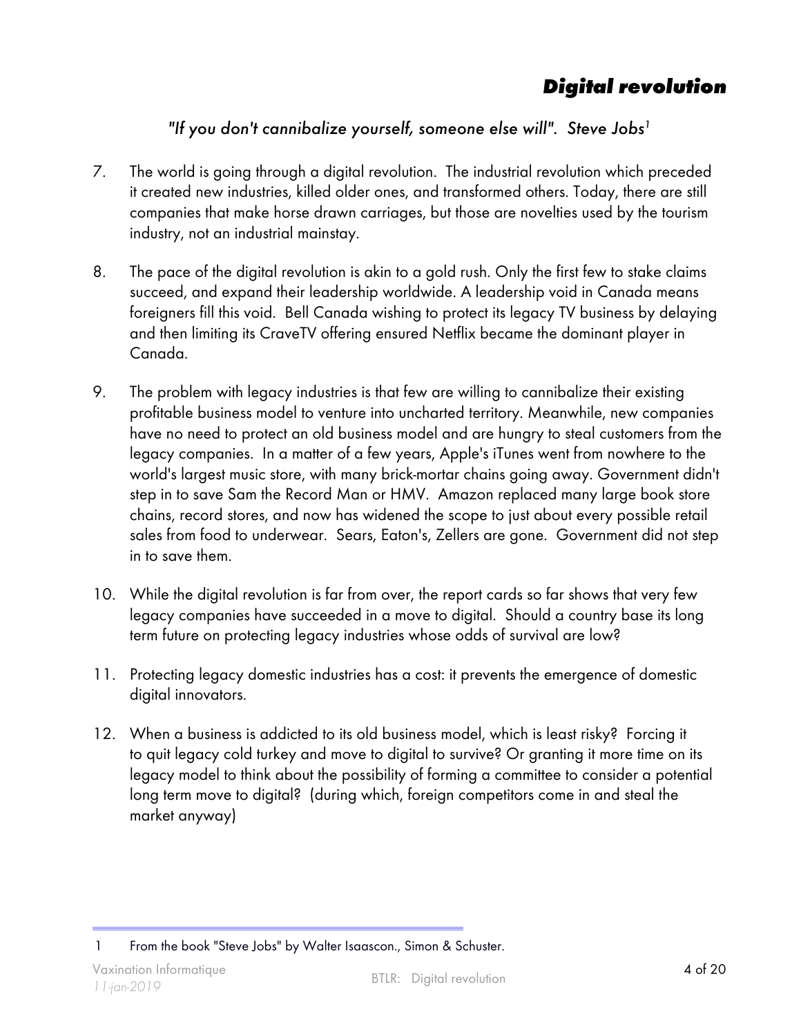# Digital revolution

*"If you don't cannibalize yourself, someone else will". Steve Jobs*[1]

7. The world is going through a digital revolution. The industrial revolution which preceded it created new industries, killed older ones, and transformed others. Today, there are still companies that make horse drawn carriages, but those are novelties used by the tourism industry, not an industrial mainstay.

8. The pace of the digital revolution is akin to a gold rush. Only the first few to stake claims succeed, and expand their leadership worldwide. A leadership void in Canada means foreigners fill this void. Bell Canada wishing to protect its legacy TV business by delaying and then limiting its CraveTV offering ensured Netflix became the dominant player in Canada.

9. The problem with legacy industries is that few are willing to cannibalize their existing profitable business model to venture into uncharted territory. Meanwhile, new companies have no need to protect an old business model and are hungry to steal customers from the legacy companies. In a matter of a few years, Apple's iTunes went from nowhere to the world's largest music store, with many brick-mortar chains going away. Government didn't step in to save Sam the Record Man or HMV. Amazon replaced many large book store chains, record stores, and now has widened the scope to just about every possible retail sales from food to underwear. Sears, Eaton's, Zellers are gone. Government did not step in to save them.

10. While the digital revolution is far from over, the report cards so far shows that very few legacy companies have succeeded in a move to digital. Should a country base its long term future on protecting legacy industries whose odds of survival are low?

11. Protecting legacy domestic industries has a cost: it prevents the emergence of domestic digital innovators.

12. When a business is addicted to its old business model, which is least risky? Forcing it to quit legacy cold turkey and move to digital to survive? Or granting it more time on its legacy model to think about the possibility of forming a committee to consider a potential long term move to digital? (during which, foreign competitors come in and steal the market anyway)

---

1 From the book "Steve Jobs" by Walter Isaascon., Simon & Schuster.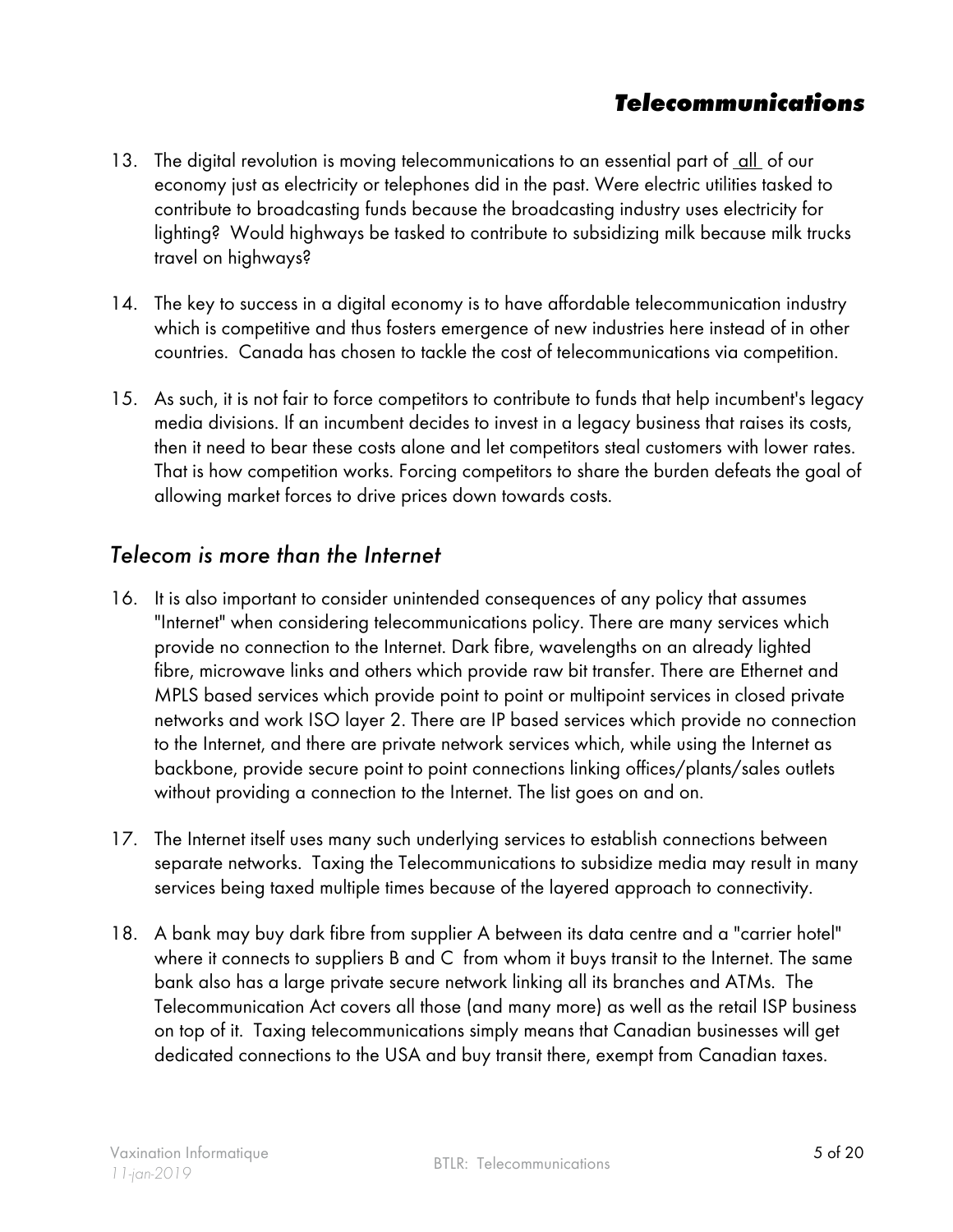## *Telecommunications*

13. The digital revolution is moving telecommunications to an essential part of <u>all</u> of our economy just as electricity or telephones did in the past. Were electric utilities tasked to contribute to broadcasting funds because the broadcasting industry uses electricity for lighting? Would highways be tasked to contribute to subsidizing milk because milk trucks travel on highways?

14. The key to success in a digital economy is to have affordable telecommunication industry which is competitive and thus fosters emergence of new industries here instead of in other countries. Canada has chosen to tackle the cost of telecommunications via competition.

15. As such, it is not fair to force competitors to contribute to funds that help incumbent's legacy media divisions. If an incumbent decides to invest in a legacy business that raises its costs, then it need to bear these costs alone and let competitors steal customers with lower rates. That is how competition works. Forcing competitors to share the burden defeats the goal of allowing market forces to drive prices down towards costs.

### *Telecom is more than the Internet*

16. It is also important to consider unintended consequences of any policy that assumes "Internet" when considering telecommunications policy. There are many services which provide no connection to the Internet. Dark fibre, wavelengths on an already lighted fibre, microwave links and others which provide raw bit transfer. There are Ethernet and MPLS based services which provide point to point or multipoint services in closed private networks and work ISO layer 2. There are IP based services which provide no connection to the Internet, and there are private network services which, while using the Internet as backbone, provide secure point to point connections linking offices/plants/sales outlets without providing a connection to the Internet. The list goes on and on.

17. The Internet itself uses many such underlying services to establish connections between separate networks. Taxing the Telecommunications to subsidize media may result in many services being taxed multiple times because of the layered approach to connectivity.

18. A bank may buy dark fibre from supplier A between its data centre and a "carrier hotel" where it connects to suppliers B and C from whom it buys transit to the Internet. The same bank also has a large private secure network linking all its branches and ATMs. The Telecommunication Act covers all those (and many more) as well as the retail ISP business on top of it. Taxing telecommunications simply means that Canadian businesses will get dedicated connections to the USA and buy transit there, exempt from Canadian taxes.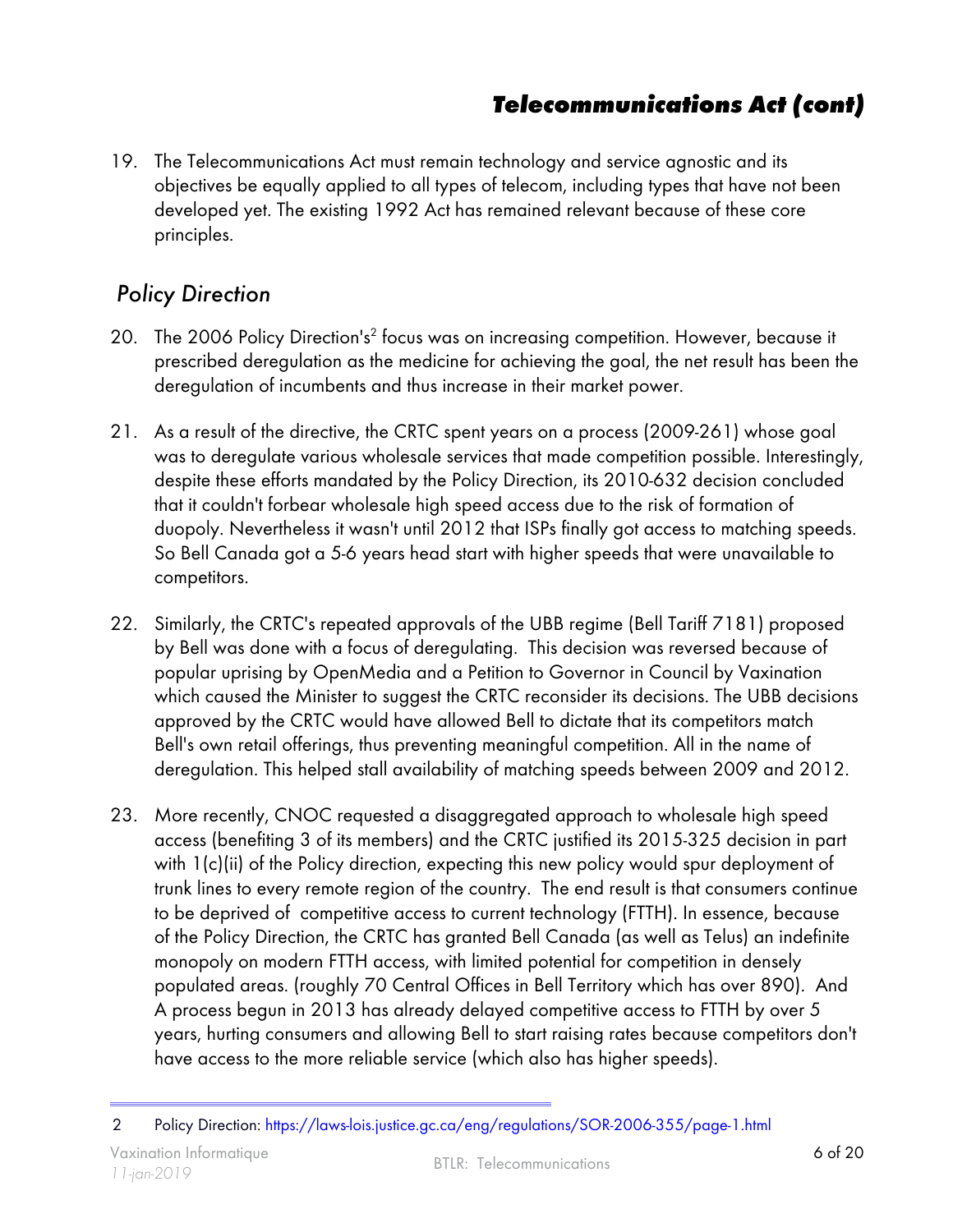## Telecommunications Act (cont)

19. The Telecommunications Act must remain technology and service agnostic and its objectives be equally applied to all types of telecom, including types that have not been developed yet. The existing 1992 Act has remained relevant because of these core principles.

### *Policy Direction*

20. The 2006 Policy Direction's[2] focus was on increasing competition. However, because it prescribed deregulation as the medicine for achieving the goal, the net result has been the deregulation of incumbents and thus increase in their market power.

21. As a result of the directive, the CRTC spent years on a process (2009-261) whose goal was to deregulate various wholesale services that made competition possible. Interestingly, despite these efforts mandated by the Policy Direction, its 2010-632 decision concluded that it couldn't forbear wholesale high speed access due to the risk of formation of duopoly. Nevertheless it wasn't until 2012 that ISPs finally got access to matching speeds. So Bell Canada got a 5-6 years head start with higher speeds that were unavailable to competitors.

22. Similarly, the CRTC's repeated approvals of the UBB regime (Bell Tariff 7181) proposed by Bell was done with a focus of deregulating. This decision was reversed because of popular uprising by OpenMedia and a Petition to Governor in Council by Vaxination which caused the Minister to suggest the CRTC reconsider its decisions. The UBB decisions approved by the CRTC would have allowed Bell to dictate that its competitors match Bell's own retail offerings, thus preventing meaningful competition. All in the name of deregulation. This helped stall availability of matching speeds between 2009 and 2012.

23. More recently, CNOC requested a disaggregated approach to wholesale high speed access (benefiting 3 of its members) and the CRTC justified its 2015-325 decision in part with 1(c)(ii) of the Policy direction, expecting this new policy would spur deployment of trunk lines to every remote region of the country. The end result is that consumers continue to be deprived of competitive access to current technology (FTTH). In essence, because of the Policy Direction, the CRTC has granted Bell Canada (as well as Telus) an indefinite monopoly on modern FTTH access, with limited potential for competition in densely populated areas. (roughly 70 Central Offices in Bell Territory which has over 890). And A process begun in 2013 has already delayed competitive access to FTTH by over 5 years, hurting consumers and allowing Bell to start raising rates because competitors don't have access to the more reliable service (which also has higher speeds).

---

2 Policy Direction: https://laws-lois.justice.gc.ca/eng/regulations/SOR-2006-355/page-1.html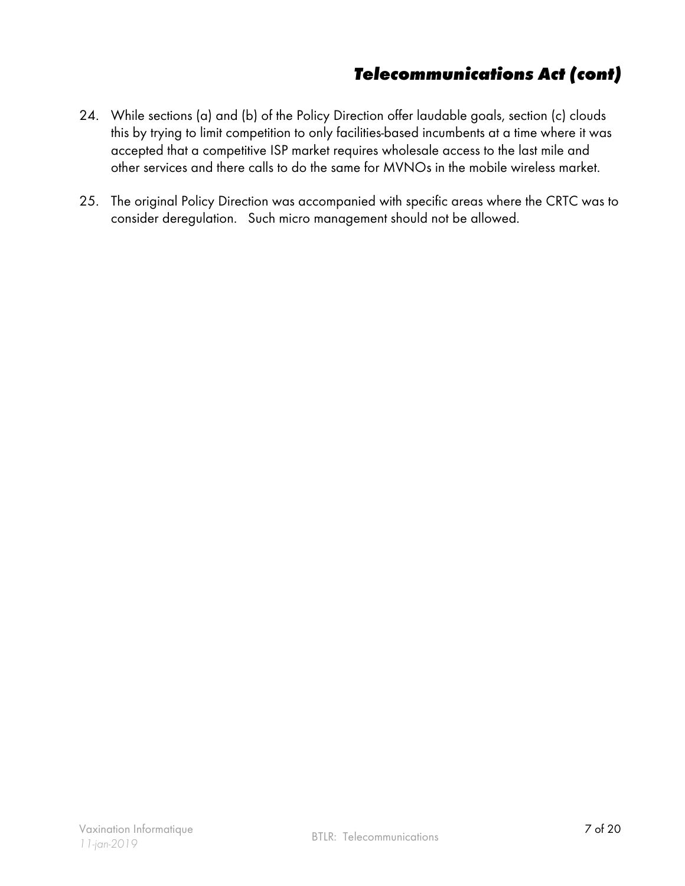## *Telecommunications Act (cont)*

24. While sections (a) and (b) of the Policy Direction offer laudable goals, section (c) clouds this by trying to limit competition to only facilities-based incumbents at a time where it was accepted that a competitive ISP market requires wholesale access to the last mile and other services and there calls to do the same for MVNOs in the mobile wireless market.

25. The original Policy Direction was accompanied with specific areas where the CRTC was to consider deregulation.   Such micro management should not be allowed.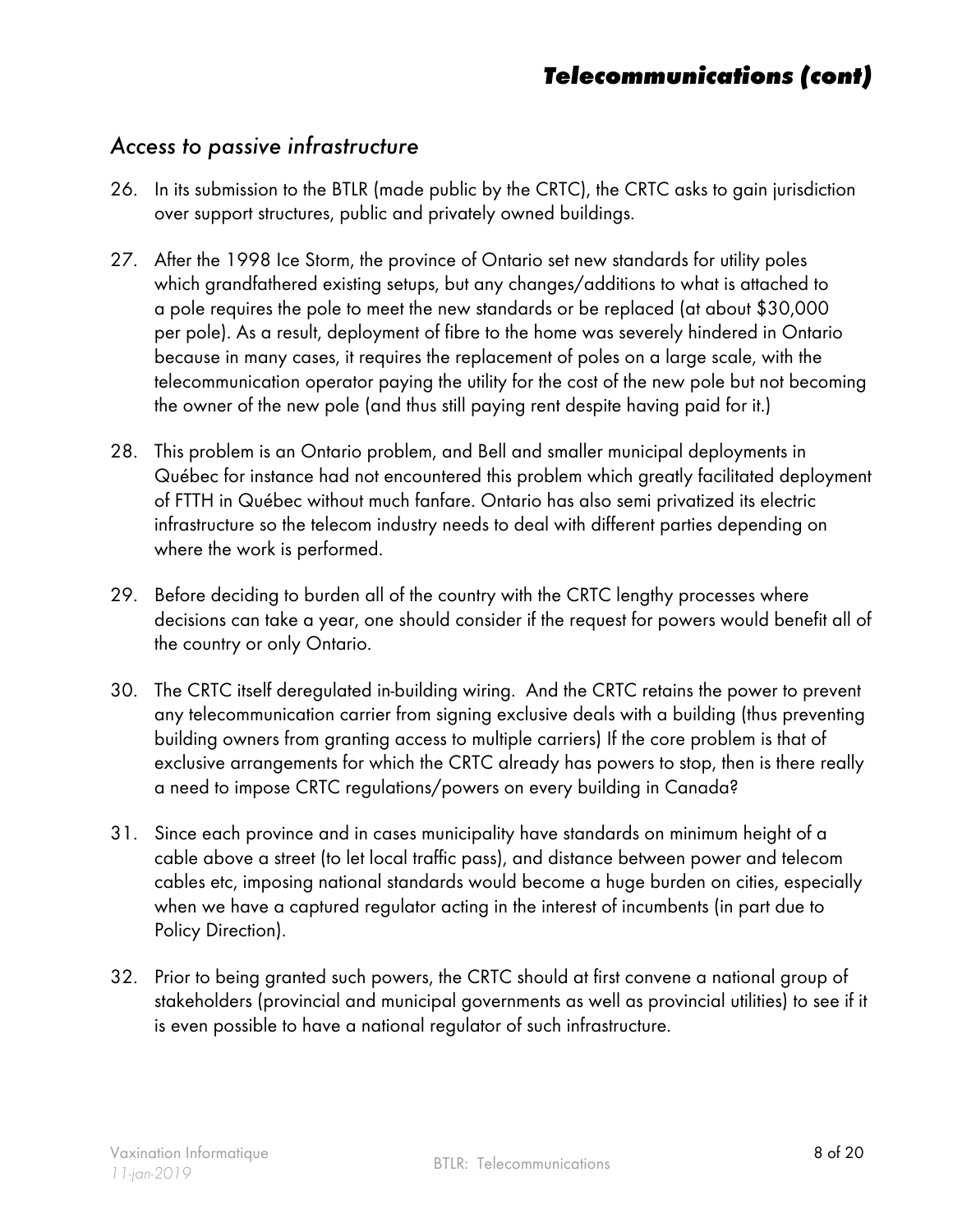## Access to passive infrastructure

26. In its submission to the BTLR (made public by the CRTC), the CRTC asks to gain jurisdiction over support structures, public and privately owned buildings.

27. After the 1998 Ice Storm, the province of Ontario set new standards for utility poles which grandfathered existing setups, but any changes/additions to what is attached to a pole requires the pole to meet the new standards or be replaced (at about $30,000 per pole). As a result, deployment of fibre to the home was severely hindered in Ontario because in many cases, it requires the replacement of poles on a large scale, with the telecommunication operator paying the utility for the cost of the new pole but not becoming the owner of the new pole (and thus still paying rent despite having paid for it.)

28. This problem is an Ontario problem, and Bell and smaller municipal deployments in Québec for instance had not encountered this problem which greatly facilitated deployment of FTTH in Québec without much fanfare. Ontario has also semi privatized its electric infrastructure so the telecom industry needs to deal with different parties depending on where the work is performed.

29. Before deciding to burden all of the country with the CRTC lengthy processes where decisions can take a year, one should consider if the request for powers would benefit all of the country or only Ontario.

30. The CRTC itself deregulated in-building wiring. And the CRTC retains the power to prevent any telecommunication carrier from signing exclusive deals with a building (thus preventing building owners from granting access to multiple carriers) If the core problem is that of exclusive arrangements for which the CRTC already has powers to stop, then is there really a need to impose CRTC regulations/powers on every building in Canada?

31. Since each province and in cases municipality have standards on minimum height of a cable above a street (to let local traffic pass), and distance between power and telecom cables etc, imposing national standards would become a huge burden on cities, especially when we have a captured regulator acting in the interest of incumbents (in part due to Policy Direction).

32. Prior to being granted such powers, the CRTC should at first convene a national group of stakeholders (provincial and municipal governments as well as provincial utilities) to see if it is even possible to have a national regulator of such infrastructure.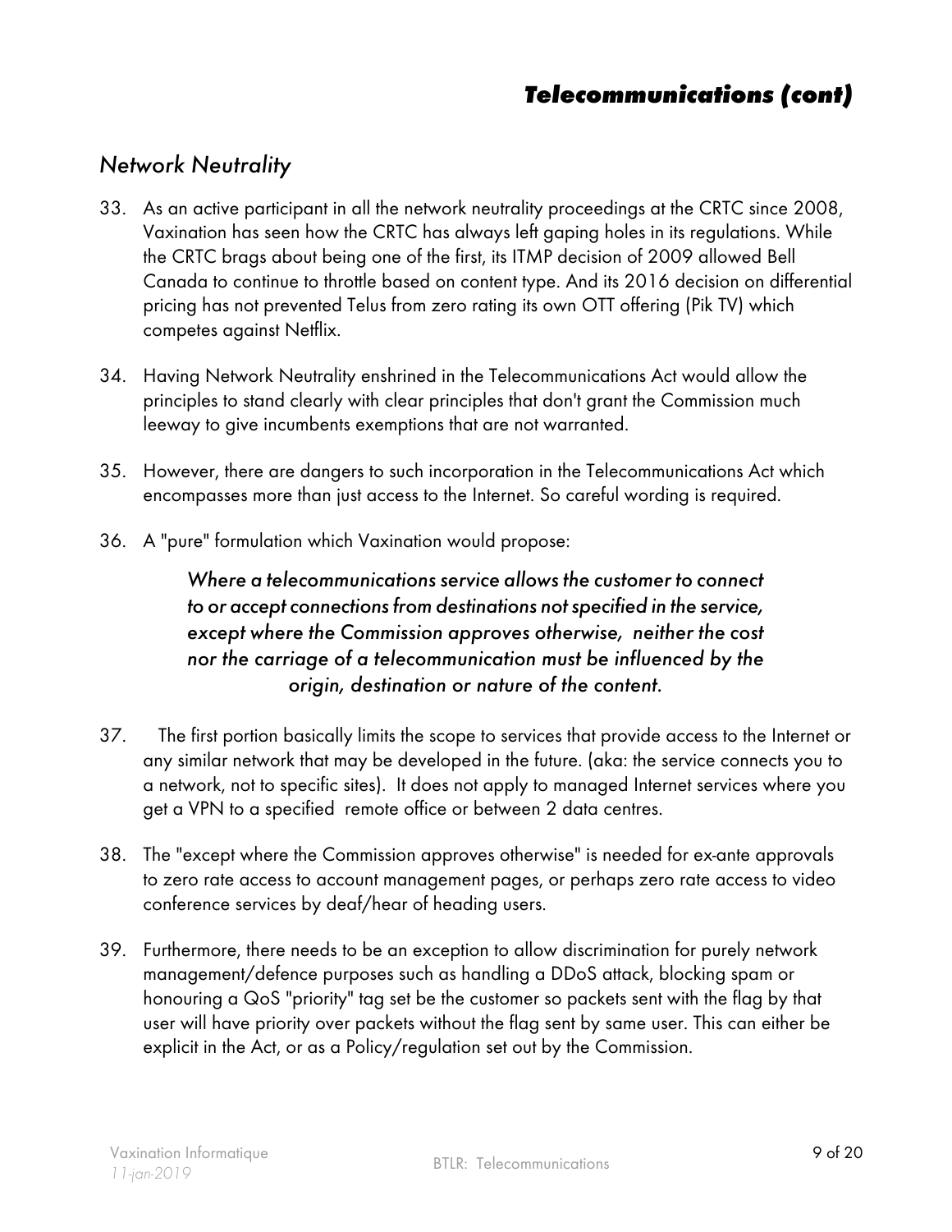# Telecommunications (cont)

## Network Neutrality

33. As an active participant in all the network neutrality proceedings at the CRTC since 2008, Vaxination has seen how the CRTC has always left gaping holes in its regulations. While the CRTC brags about being one of the first, its ITMP decision of 2009 allowed Bell Canada to continue to throttle based on content type. And its 2016 decision on differential pricing has not prevented Telus from zero rating its own OTT offering (Pik TV) which competes against Netflix.

34. Having Network Neutrality enshrined in the Telecommunications Act would allow the principles to stand clearly with clear principles that don't grant the Commission much leeway to give incumbents exemptions that are not warranted.

35. However, there are dangers to such incorporation in the Telecommunications Act which encompasses more than just access to the Internet. So careful wording is required.

36. A "pure" formulation which Vaxination would propose:

    > *Where a telecommunications service allows the customer to connect to or accept connections from destinations not specified in the service, except where the Commission approves otherwise, neither the cost nor the carriage of a telecommunication must be influenced by the origin, destination or nature of the content.*

37. The first portion basically limits the scope to services that provide access to the Internet or any similar network that may be developed in the future. (aka: the service connects you to a network, not to specific sites). It does not apply to managed Internet services where you get a VPN to a specified remote office or between 2 data centres.

38. The "except where the Commission approves otherwise" is needed for ex-ante approvals to zero rate access to account management pages, or perhaps zero rate access to video conference services by deaf/hear of heading users.

39. Furthermore, there needs to be an exception to allow discrimination for purely network management/defence purposes such as handling a DDoS attack, blocking spam or honouring a QoS "priority" tag set be the customer so packets sent with the flag by that user will have priority over packets without the flag sent by same user. This can either be explicit in the Act, or as a Policy/regulation set out by the Commission.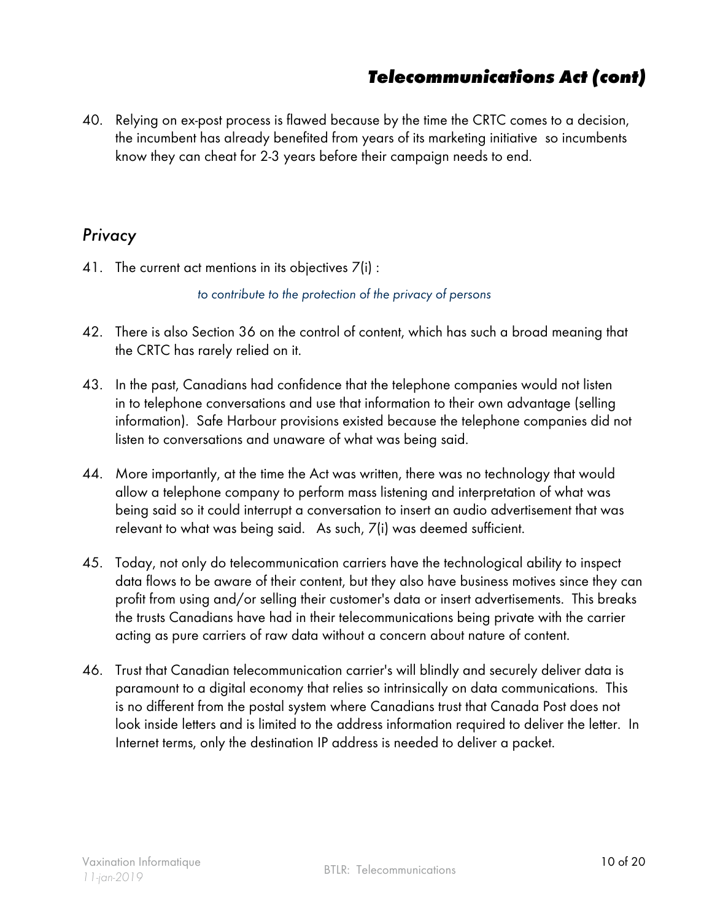## Telecommunications Act (cont)

40. Relying on ex-post process is flawed because by the time the CRTC comes to a decision, the incumbent has already benefited from years of its marketing initiative so incumbents know they can cheat for 2-3 years before their campaign needs to end.

### Privacy

41. The current act mentions in its objectives 7(i) :

    *to contribute to the protection of the privacy of persons*

42. There is also Section 36 on the control of content, which has such a broad meaning that the CRTC has rarely relied on it.

43. In the past, Canadians had confidence that the telephone companies would not listen in to telephone conversations and use that information to their own advantage (selling information). Safe Harbour provisions existed because the telephone companies did not listen to conversations and unaware of what was being said.

44. More importantly, at the time the Act was written, there was no technology that would allow a telephone company to perform mass listening and interpretation of what was being said so it could interrupt a conversation to insert an audio advertisement that was relevant to what was being said. As such, 7(i) was deemed sufficient.

45. Today, not only do telecommunication carriers have the technological ability to inspect data flows to be aware of their content, but they also have business motives since they can profit from using and/or selling their customer's data or insert advertisements. This breaks the trusts Canadians have had in their telecommunications being private with the carrier acting as pure carriers of raw data without a concern about nature of content.

46. Trust that Canadian telecommunication carrier's will blindly and securely deliver data is paramount to a digital economy that relies so intrinsically on data communications. This is no different from the postal system where Canadians trust that Canada Post does not look inside letters and is limited to the address information required to deliver the letter. In Internet terms, only the destination IP address is needed to deliver a packet.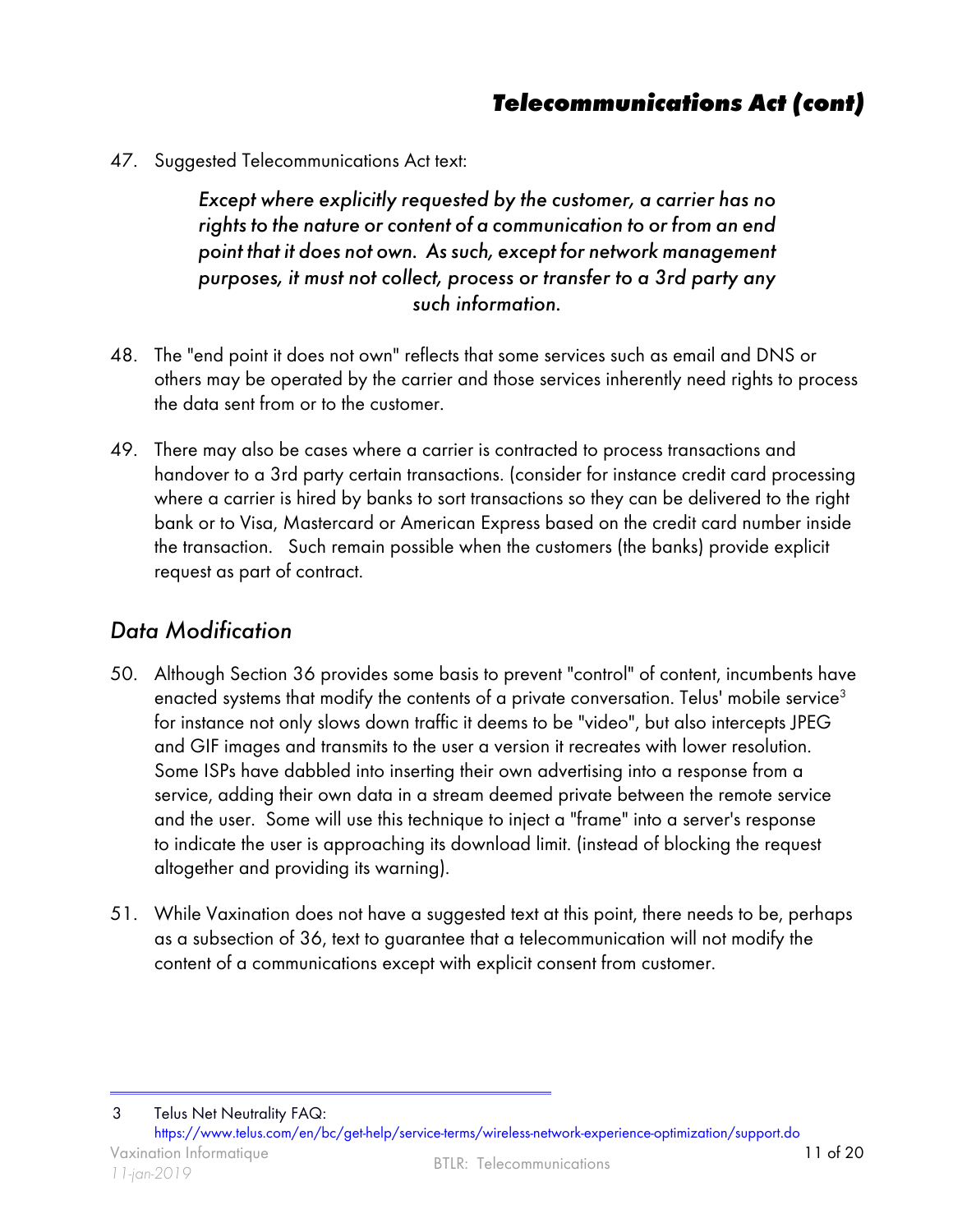## *Telecommunications Act (cont)*

47. Suggested Telecommunications Act text:

> *Except where explicitly requested by the customer, a carrier has no rights to the nature or content of a communication to or from an end point that it does not own. As such, except for network management purposes, it must not collect, process or transfer to a 3rd party any such information.*

48. The "end point it does not own" reflects that some services such as email and DNS or others may be operated by the carrier and those services inherently need rights to process the data sent from or to the customer.

49. There may also be cases where a carrier is contracted to process transactions and handover to a 3rd party certain transactions. (consider for instance credit card processing where a carrier is hired by banks to sort transactions so they can be delivered to the right bank or to Visa, Mastercard or American Express based on the credit card number inside the transaction. Such remain possible when the customers (the banks) provide explicit request as part of contract.

### *Data Modification*

50. Although Section 36 provides some basis to prevent "control" of content, incumbents have enacted systems that modify the contents of a private conversation. Telus' mobile service[3] for instance not only slows down traffic it deems to be "video", but also intercepts JPEG and GIF images and transmits to the user a version it recreates with lower resolution. Some ISPs have dabbled into inserting their own advertising into a response from a service, adding their own data in a stream deemed private between the remote service and the user. Some will use this technique to inject a "frame" into a server's response to indicate the user is approaching its download limit. (instead of blocking the request altogether and providing its warning).

51. While Vaxination does not have a suggested text at this point, there needs to be, perhaps as a subsection of 36, text to guarantee that a telecommunication will not modify the content of a communications except with explicit consent from customer.

---

3 Telus Net Neutrality FAQ: https://www.telus.com/en/bc/get-help/service-terms/wireless-network-experience-optimization/support.do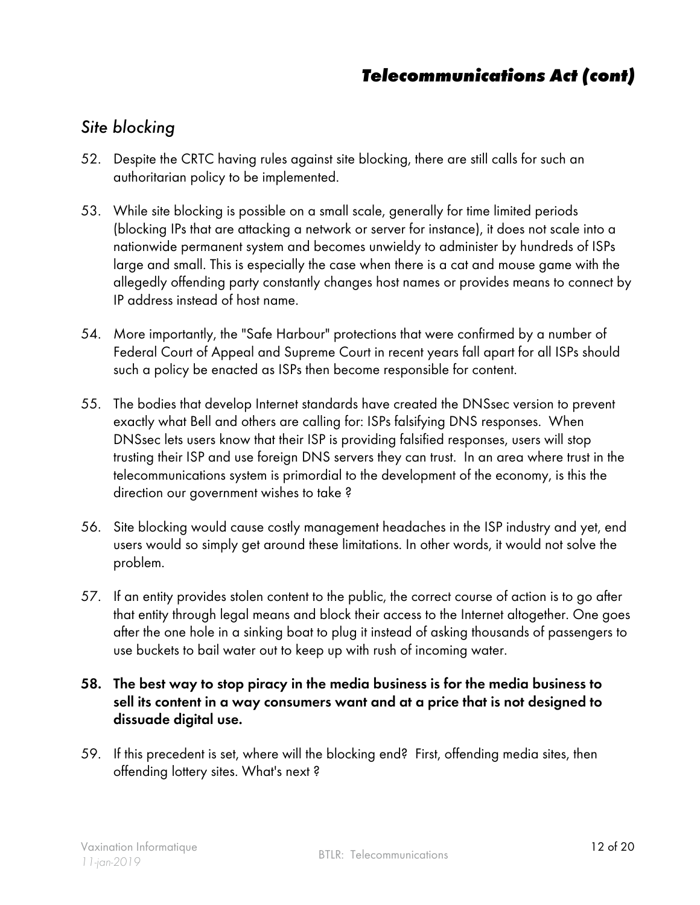## Telecommunications Act (cont)

### *Site blocking*

52. Despite the CRTC having rules against site blocking, there are still calls for such an authoritarian policy to be implemented.

53. While site blocking is possible on a small scale, generally for time limited periods (blocking IPs that are attacking a network or server for instance), it does not scale into a nationwide permanent system and becomes unwieldy to administer by hundreds of ISPs large and small. This is especially the case when there is a cat and mouse game with the allegedly offending party constantly changes host names or provides means to connect by IP address instead of host name.

54. More importantly, the "Safe Harbour" protections that were confirmed by a number of Federal Court of Appeal and Supreme Court in recent years fall apart for all ISPs should such a policy be enacted as ISPs then become responsible for content.

55. The bodies that develop Internet standards have created the DNSsec version to prevent exactly what Bell and others are calling for: ISPs falsifying DNS responses. When DNSsec lets users know that their ISP is providing falsified responses, users will stop trusting their ISP and use foreign DNS servers they can trust. In an area where trust in the telecommunications system is primordial to the development of the economy, is this the direction our government wishes to take ?

56. Site blocking would cause costly management headaches in the ISP industry and yet, end users would so simply get around these limitations. In other words, it would not solve the problem.

57. If an entity provides stolen content to the public, the correct course of action is to go after that entity through legal means and block their access to the Internet altogether. One goes after the one hole in a sinking boat to plug it instead of asking thousands of passengers to use buckets to bail water out to keep up with rush of incoming water.

58. **The best way to stop piracy in the media business is for the media business to sell its content in a way consumers want and at a price that is not designed to dissuade digital use.**

59. If this precedent is set, where will the blocking end? First, offending media sites, then offending lottery sites. What's next ?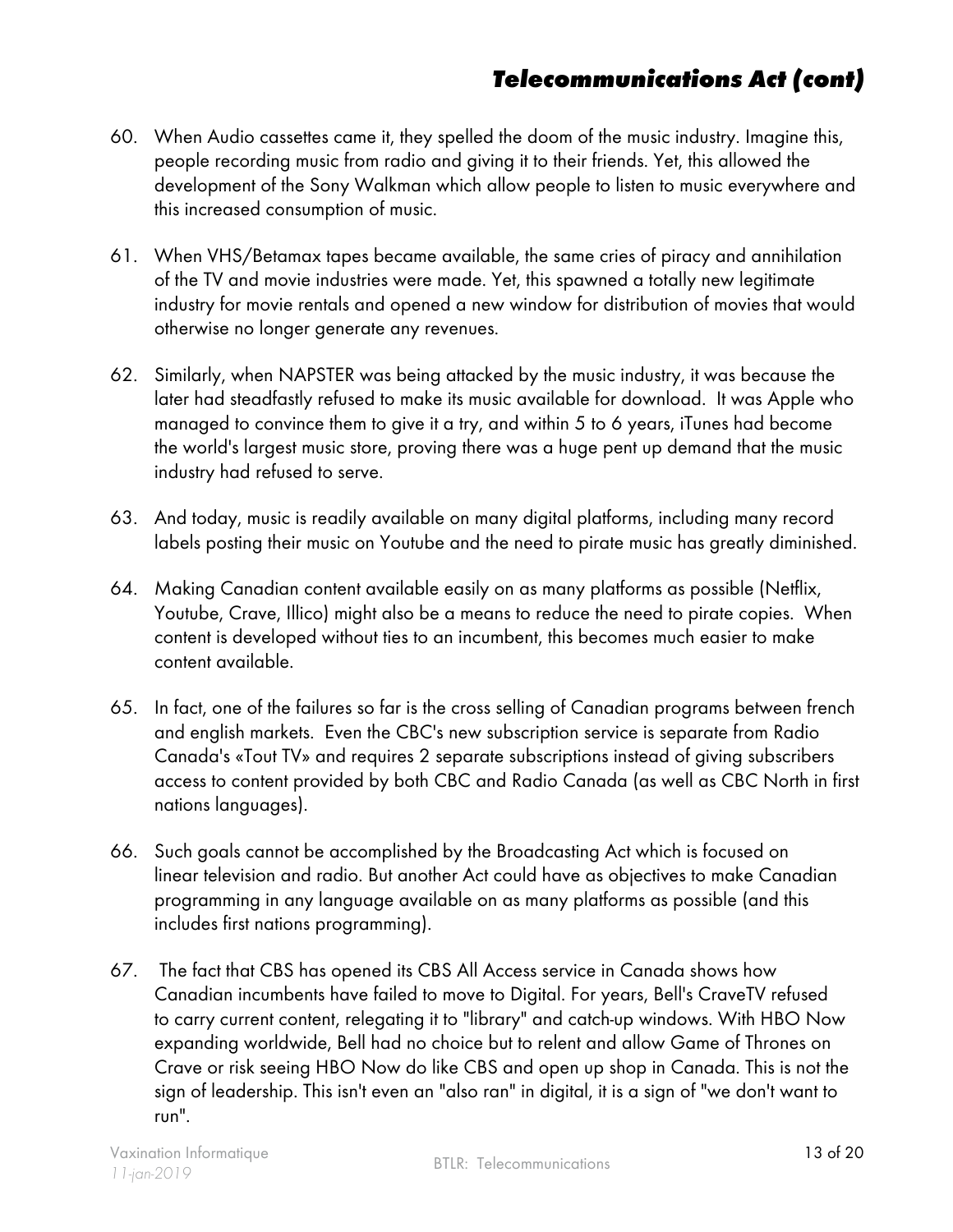## *Telecommunications Act (cont)*

60. When Audio cassettes came it, they spelled the doom of the music industry. Imagine this, people recording music from radio and giving it to their friends. Yet, this allowed the development of the Sony Walkman which allow people to listen to music everywhere and this increased consumption of music.

61. When VHS/Betamax tapes became available, the same cries of piracy and annihilation of the TV and movie industries were made. Yet, this spawned a totally new legitimate industry for movie rentals and opened a new window for distribution of movies that would otherwise no longer generate any revenues.

62. Similarly, when NAPSTER was being attacked by the music industry, it was because the later had steadfastly refused to make its music available for download. It was Apple who managed to convince them to give it a try, and within 5 to 6 years, iTunes had become the world's largest music store, proving there was a huge pent up demand that the music industry had refused to serve.

63. And today, music is readily available on many digital platforms, including many record labels posting their music on Youtube and the need to pirate music has greatly diminished.

64. Making Canadian content available easily on as many platforms as possible (Netflix, Youtube, Crave, Illico) might also be a means to reduce the need to pirate copies. When content is developed without ties to an incumbent, this becomes much easier to make content available.

65. In fact, one of the failures so far is the cross selling of Canadian programs between french and english markets. Even the CBC's new subscription service is separate from Radio Canada's «Tout TV» and requires 2 separate subscriptions instead of giving subscribers access to content provided by both CBC and Radio Canada (as well as CBC North in first nations languages).

66. Such goals cannot be accomplished by the Broadcasting Act which is focused on linear television and radio. But another Act could have as objectives to make Canadian programming in any language available on as many platforms as possible (and this includes first nations programming).

67. The fact that CBS has opened its CBS All Access service in Canada shows how Canadian incumbents have failed to move to Digital. For years, Bell's CraveTV refused to carry current content, relegating it to "library" and catch-up windows. With HBO Now expanding worldwide, Bell had no choice but to relent and allow Game of Thrones on Crave or risk seeing HBO Now do like CBS and open up shop in Canada. This is not the sign of leadership. This isn't even an "also ran" in digital, it is a sign of "we don't want to run".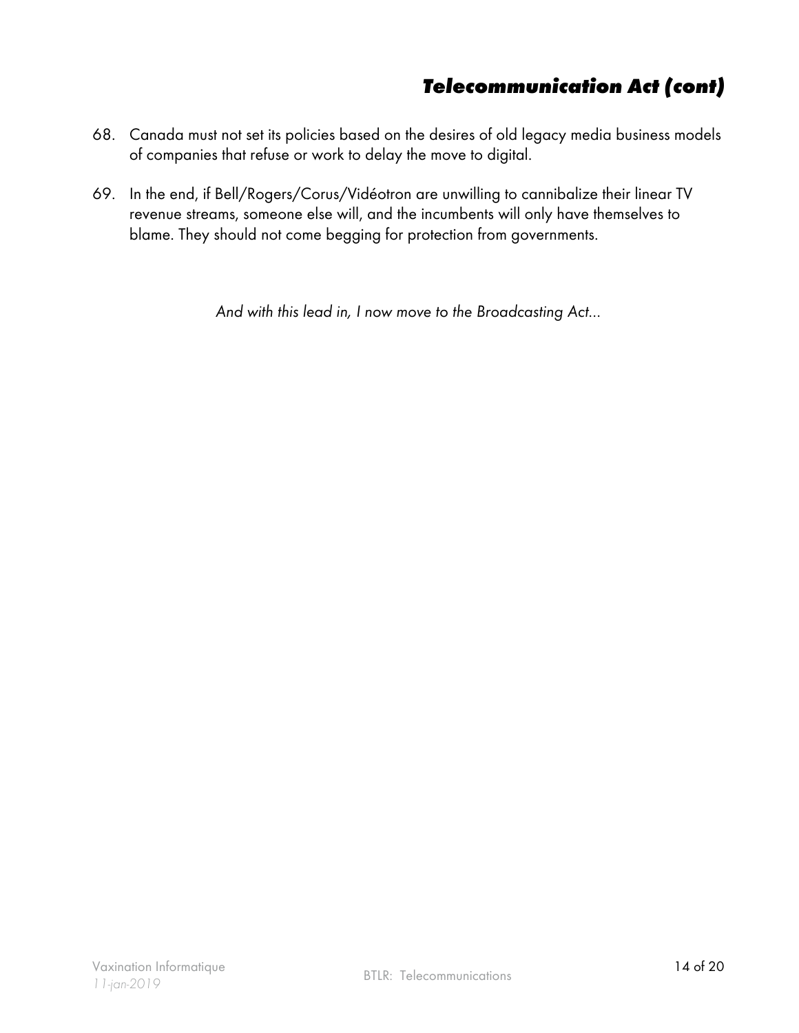## *Telecommunication Act (cont)*

68. Canada must not set its policies based on the desires of old legacy media business models of companies that refuse or work to delay the move to digital.

69. In the end, if Bell/Rogers/Corus/Vidéotron are unwilling to cannibalize their linear TV revenue streams, someone else will, and the incumbents will only have themselves to blame. They should not come begging for protection from governments.

*And with this lead in, I now move to the Broadcasting Act...*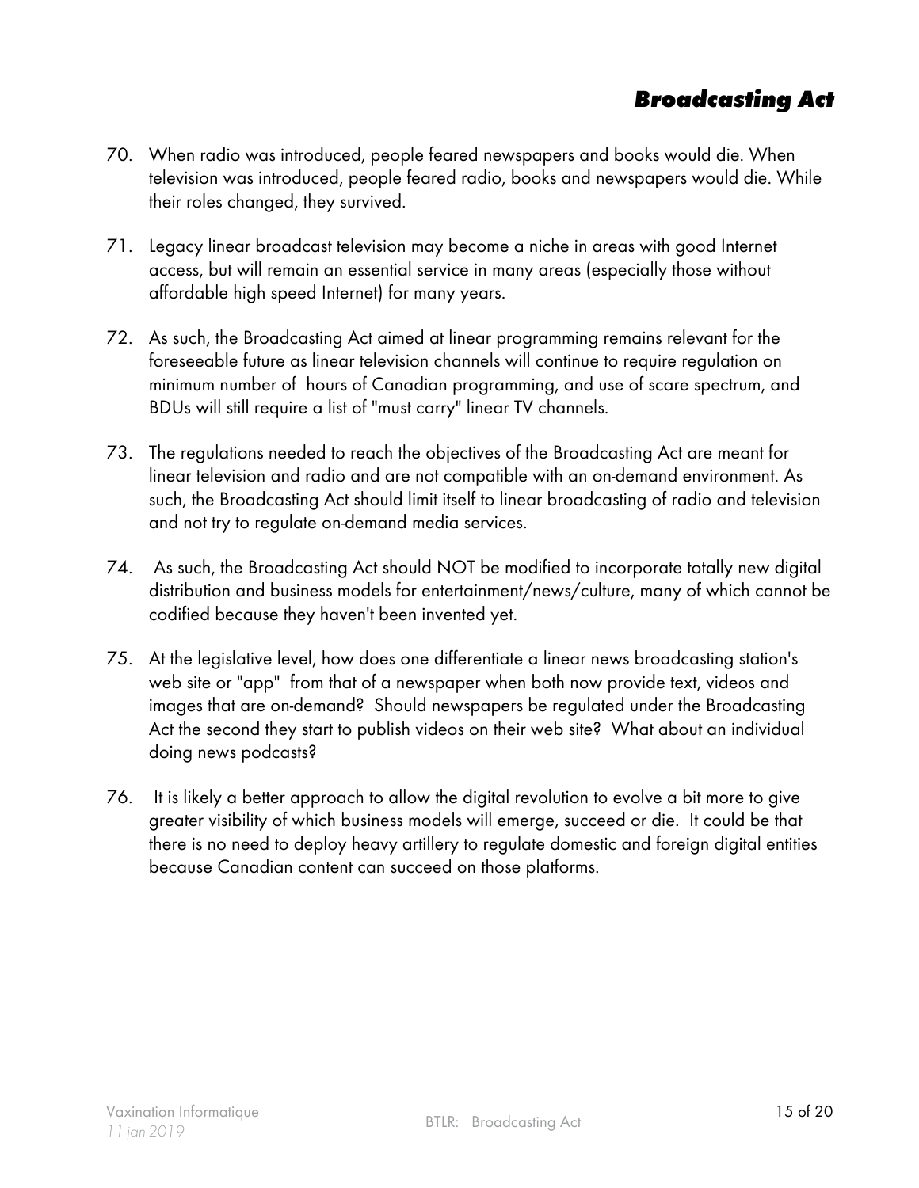70. When radio was introduced, people feared newspapers and books would die. When television was introduced, people feared radio, books and newspapers would die. While their roles changed, they survived.

71. Legacy linear broadcast television may become a niche in areas with good Internet access, but will remain an essential service in many areas (especially those without affordable high speed Internet) for many years.

72. As such, the Broadcasting Act aimed at linear programming remains relevant for the foreseeable future as linear television channels will continue to require regulation on minimum number of hours of Canadian programming, and use of scare spectrum, and BDUs will still require a list of "must carry" linear TV channels.

73. The regulations needed to reach the objectives of the Broadcasting Act are meant for linear television and radio and are not compatible with an on-demand environment. As such, the Broadcasting Act should limit itself to linear broadcasting of radio and television and not try to regulate on-demand media services.

74. As such, the Broadcasting Act should NOT be modified to incorporate totally new digital distribution and business models for entertainment/news/culture, many of which cannot be codified because they haven't been invented yet.

75. At the legislative level, how does one differentiate a linear news broadcasting station's web site or "app" from that of a newspaper when both now provide text, videos and images that are on-demand? Should newspapers be regulated under the Broadcasting Act the second they start to publish videos on their web site? What about an individual doing news podcasts?

76. It is likely a better approach to allow the digital revolution to evolve a bit more to give greater visibility of which business models will emerge, succeed or die. It could be that there is no need to deploy heavy artillery to regulate domestic and foreign digital entities because Canadian content can succeed on those platforms.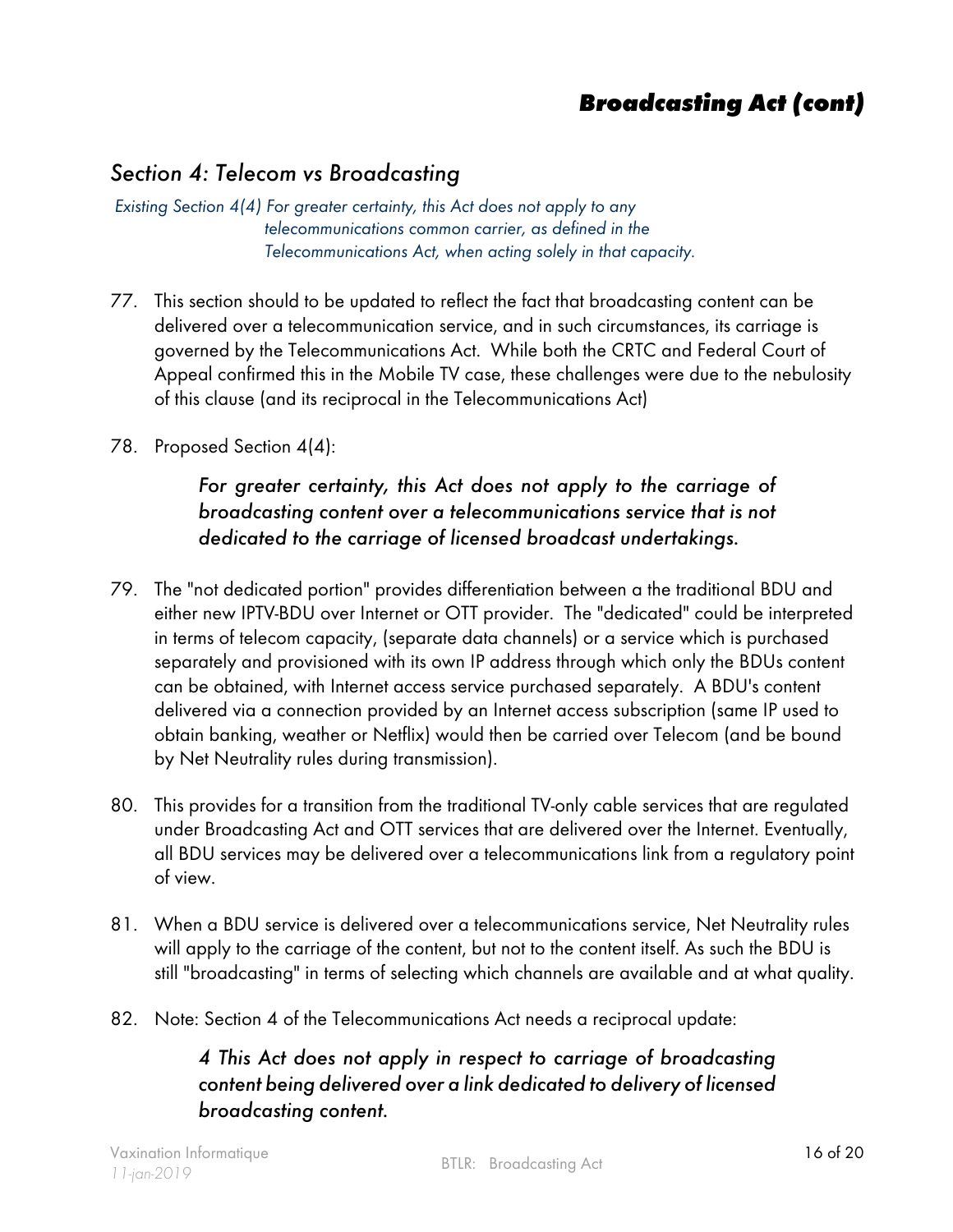## Broadcasting Act (cont)

### *Section 4: Telecom vs Broadcasting*

*Existing Section 4(4) For greater certainty, this Act does not apply to any telecommunications common carrier, as defined in the Telecommunications Act, when acting solely in that capacity.*

77. This section should to be updated to reflect the fact that broadcasting content can be delivered over a telecommunication service, and in such circumstances, its carriage is governed by the Telecommunications Act. While both the CRTC and Federal Court of Appeal confirmed this in the Mobile TV case, these challenges were due to the nebulosity of this clause (and its reciprocal in the Telecommunications Act)

78. Proposed Section 4(4):

    *For greater certainty, this Act does not apply to the carriage of broadcasting content over a telecommunications service that is not dedicated to the carriage of licensed broadcast undertakings.*

79. The "not dedicated portion" provides differentiation between a the traditional BDU and either new IPTV-BDU over Internet or OTT provider. The "dedicated" could be interpreted in terms of telecom capacity, (separate data channels) or a service which is purchased separately and provisioned with its own IP address through which only the BDUs content can be obtained, with Internet access service purchased separately. A BDU's content delivered via a connection provided by an Internet access subscription (same IP used to obtain banking, weather or Netflix) would then be carried over Telecom (and be bound by Net Neutrality rules during transmission).

80. This provides for a transition from the traditional TV-only cable services that are regulated under Broadcasting Act and OTT services that are delivered over the Internet. Eventually, all BDU services may be delivered over a telecommunications link from a regulatory point of view.

81. When a BDU service is delivered over a telecommunications service, Net Neutrality rules will apply to the carriage of the content, but not to the content itself. As such the BDU is still "broadcasting" in terms of selecting which channels are available and at what quality.

82. Note: Section 4 of the Telecommunications Act needs a reciprocal update:

    *4 This Act does not apply in respect to carriage of broadcasting content being delivered over a link dedicated to delivery of licensed broadcasting content.*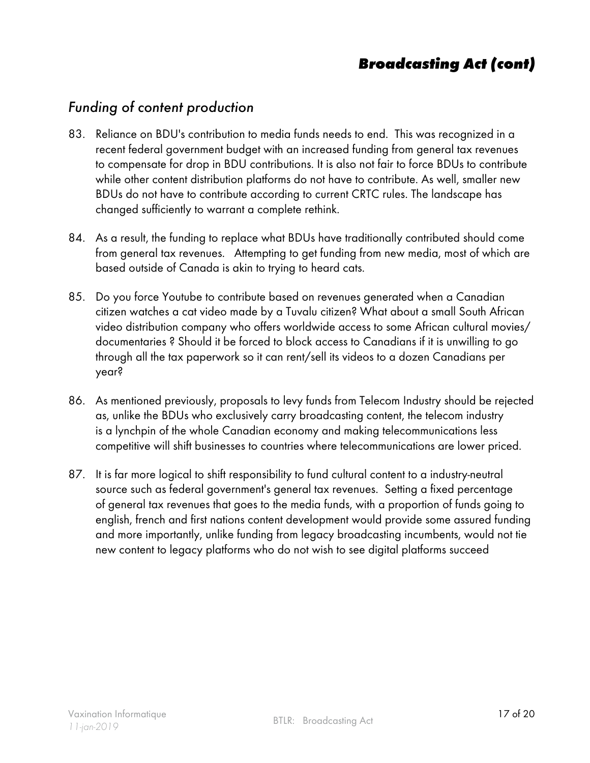## Broadcasting Act (cont)

### *Funding of content production*

83. Reliance on BDU's contribution to media funds needs to end. This was recognized in a recent federal government budget with an increased funding from general tax revenues to compensate for drop in BDU contributions. It is also not fair to force BDUs to contribute while other content distribution platforms do not have to contribute. As well, smaller new BDUs do not have to contribute according to current CRTC rules. The landscape has changed sufficiently to warrant a complete rethink.

84. As a result, the funding to replace what BDUs have traditionally contributed should come from general tax revenues. Attempting to get funding from new media, most of which are based outside of Canada is akin to trying to heard cats.

85. Do you force Youtube to contribute based on revenues generated when a Canadian citizen watches a cat video made by a Tuvalu citizen? What about a small South African video distribution company who offers worldwide access to some African cultural movies/ documentaries ? Should it be forced to block access to Canadians if it is unwilling to go through all the tax paperwork so it can rent/sell its videos to a dozen Canadians per year?

86. As mentioned previously, proposals to levy funds from Telecom Industry should be rejected as, unlike the BDUs who exclusively carry broadcasting content, the telecom industry is a lynchpin of the whole Canadian economy and making telecommunications less competitive will shift businesses to countries where telecommunications are lower priced.

87. It is far more logical to shift responsibility to fund cultural content to a industry-neutral source such as federal government's general tax revenues. Setting a fixed percentage of general tax revenues that goes to the media funds, with a proportion of funds going to english, french and first nations content development would provide some assured funding and more importantly, unlike funding from legacy broadcasting incumbents, would not tie new content to legacy platforms who do not wish to see digital platforms succeed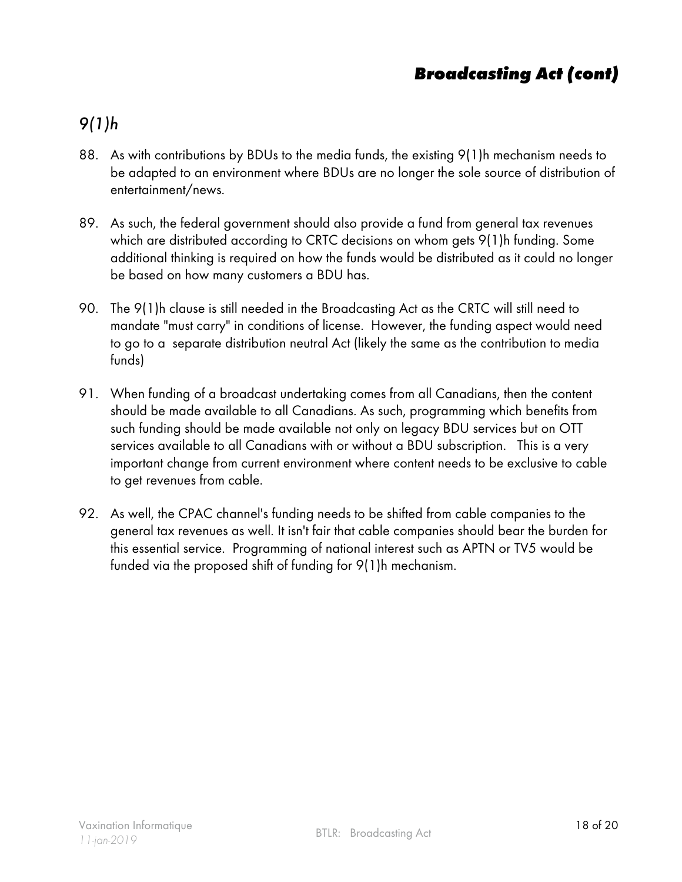## *9(1)h*

88. As with contributions by BDUs to the media funds, the existing 9(1)h mechanism needs to be adapted to an environment where BDUs are no longer the sole source of distribution of entertainment/news.

89. As such, the federal government should also provide a fund from general tax revenues which are distributed according to CRTC decisions on whom gets 9(1)h funding. Some additional thinking is required on how the funds would be distributed as it could no longer be based on how many customers a BDU has.

90. The 9(1)h clause is still needed in the Broadcasting Act as the CRTC will still need to mandate "must carry" in conditions of license. However, the funding aspect would need to go to a separate distribution neutral Act (likely the same as the contribution to media funds)

91. When funding of a broadcast undertaking comes from all Canadians, then the content should be made available to all Canadians. As such, programming which benefits from such funding should be made available not only on legacy BDU services but on OTT services available to all Canadians with or without a BDU subscription. This is a very important change from current environment where content needs to be exclusive to cable to get revenues from cable.

92. As well, the CPAC channel's funding needs to be shifted from cable companies to the general tax revenues as well. It isn't fair that cable companies should bear the burden for this essential service. Programming of national interest such as APTN or TV5 would be funded via the proposed shift of funding for 9(1)h mechanism.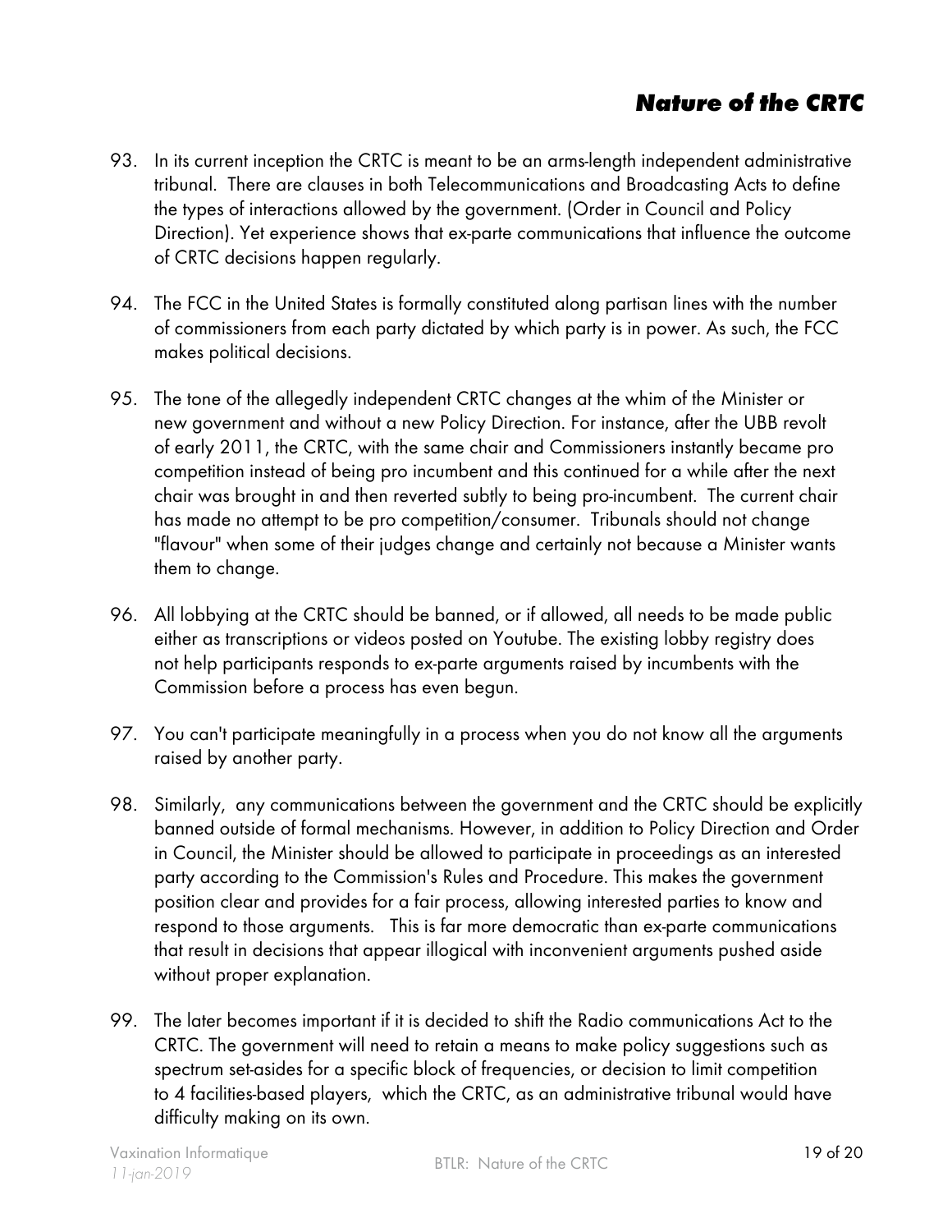## *Nature of the CRTC*

93. In its current inception the CRTC is meant to be an arms-length independent administrative tribunal. There are clauses in both Telecommunications and Broadcasting Acts to define the types of interactions allowed by the government. (Order in Council and Policy Direction). Yet experience shows that ex-parte communications that influence the outcome of CRTC decisions happen regularly.

94. The FCC in the United States is formally constituted along partisan lines with the number of commissioners from each party dictated by which party is in power. As such, the FCC makes political decisions.

95. The tone of the allegedly independent CRTC changes at the whim of the Minister or new government and without a new Policy Direction. For instance, after the UBB revolt of early 2011, the CRTC, with the same chair and Commissioners instantly became pro competition instead of being pro incumbent and this continued for a while after the next chair was brought in and then reverted subtly to being pro-incumbent. The current chair has made no attempt to be pro competition/consumer. Tribunals should not change "flavour" when some of their judges change and certainly not because a Minister wants them to change.

96. All lobbying at the CRTC should be banned, or if allowed, all needs to be made public either as transcriptions or videos posted on Youtube. The existing lobby registry does not help participants responds to ex-parte arguments raised by incumbents with the Commission before a process has even begun.

97. You can't participate meaningfully in a process when you do not know all the arguments raised by another party.

98. Similarly, any communications between the government and the CRTC should be explicitly banned outside of formal mechanisms. However, in addition to Policy Direction and Order in Council, the Minister should be allowed to participate in proceedings as an interested party according to the Commission's Rules and Procedure. This makes the government position clear and provides for a fair process, allowing interested parties to know and respond to those arguments. This is far more democratic than ex-parte communications that result in decisions that appear illogical with inconvenient arguments pushed aside without proper explanation.

99. The later becomes important if it is decided to shift the Radio communications Act to the CRTC. The government will need to retain a means to make policy suggestions such as spectrum set-asides for a specific block of frequencies, or decision to limit competition to 4 facilities-based players, which the CRTC, as an administrative tribunal would have difficulty making on its own.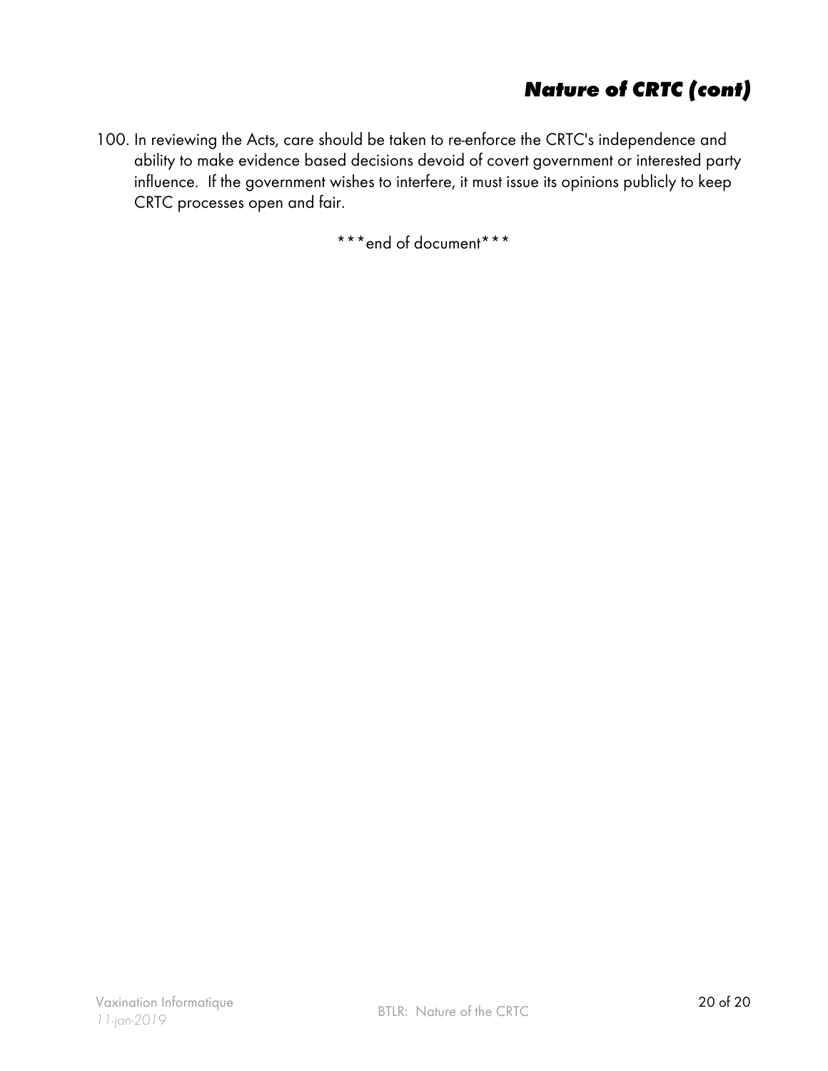## Nature of CRTC (cont)

100. In reviewing the Acts, care should be taken to re-enforce the CRTC's independence and ability to make evidence based decisions devoid of covert government or interested party influence. If the government wishes to interfere, it must issue its opinions publicly to keep CRTC processes open and fair.

***end of document***